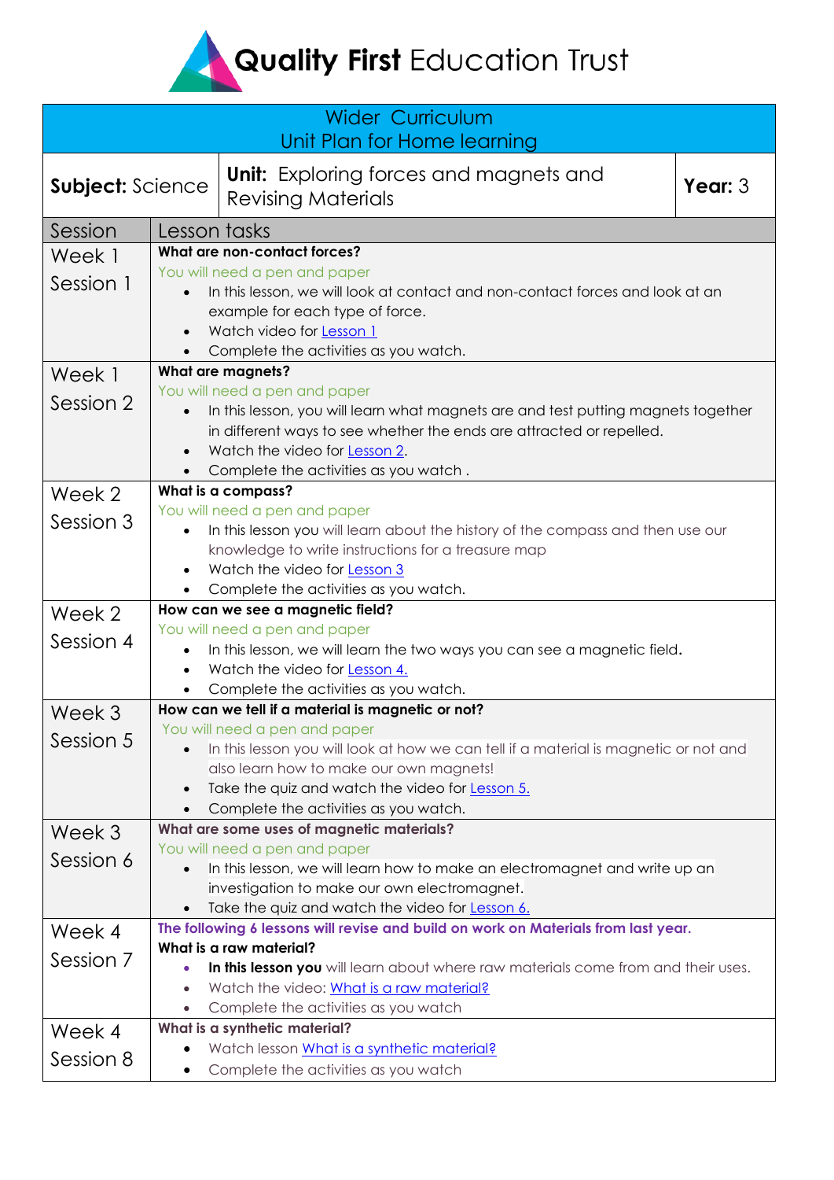# **Quality First** Education Trust

| Wider Curriculum<br>Unit Plan for Home learning | | |
|---|---|---|
| **Subject:** Science | **Unit:** Exploring forces and magnets and Revising Materials | **Year:** 3 |

| Session | Lesson tasks |
|---|---|
| Week 1<br>Session 1 | **What are non-contact forces?**<br>You will need a pen and paper<br>• In this lesson, we will look at contact and non-contact forces and look at an example for each type of force.<br>• Watch video for Lesson 1<br>• Complete the activities as you watch. |
| Week 1<br>Session 2 | **What are magnets?**<br>You will need a pen and paper<br>• In this lesson, you will learn what magnets are and test putting magnets together in different ways to see whether the ends are attracted or repelled.<br>• Watch the video for Lesson 2.<br>• Complete the activities as you watch . |
| Week 2<br>Session 3 | **What is a compass?**<br>You will need a pen and paper<br>• In this lesson you will learn about the history of the compass and then use our knowledge to write instructions for a treasure map<br>• Watch the video for Lesson 3<br>• Complete the activities as you watch. |
| Week 2<br>Session 4 | **How can we see a magnetic field?**<br>You will need a pen and paper<br>• In this lesson, we will learn the two ways you can see a magnetic field.<br>• Watch the video for Lesson 4.<br>• Complete the activities as you watch. |
| Week 3<br>Session 5 | **How can we tell if a material is magnetic or not?**<br>You will need a pen and paper<br>• In this lesson you will look at how we can tell if a material is magnetic or not and also learn how to make our own magnets!<br>• Take the quiz and watch the video for Lesson 5.<br>• Complete the activities as you watch. |
| Week 3<br>Session 6 | **What are some uses of magnetic materials?**<br>You will need a pen and paper<br>• In this lesson, we will learn how to make an electromagnet and write up an investigation to make our own electromagnet.<br>• Take the quiz and watch the video for Lesson 6. |
| Week 4<br>Session 7 | **The following 6 lessons will revise and build on work on Materials from last year.**<br>**What is a raw material?**<br>• **In this lesson you** will learn about where raw materials come from and their uses.<br>• Watch the video: What is a raw material?<br>• Complete the activities as you watch |
| Week 4<br>Session 8 | **What is a synthetic material?**<br>• Watch lesson What is a synthetic material?<br>• Complete the activities as you watch |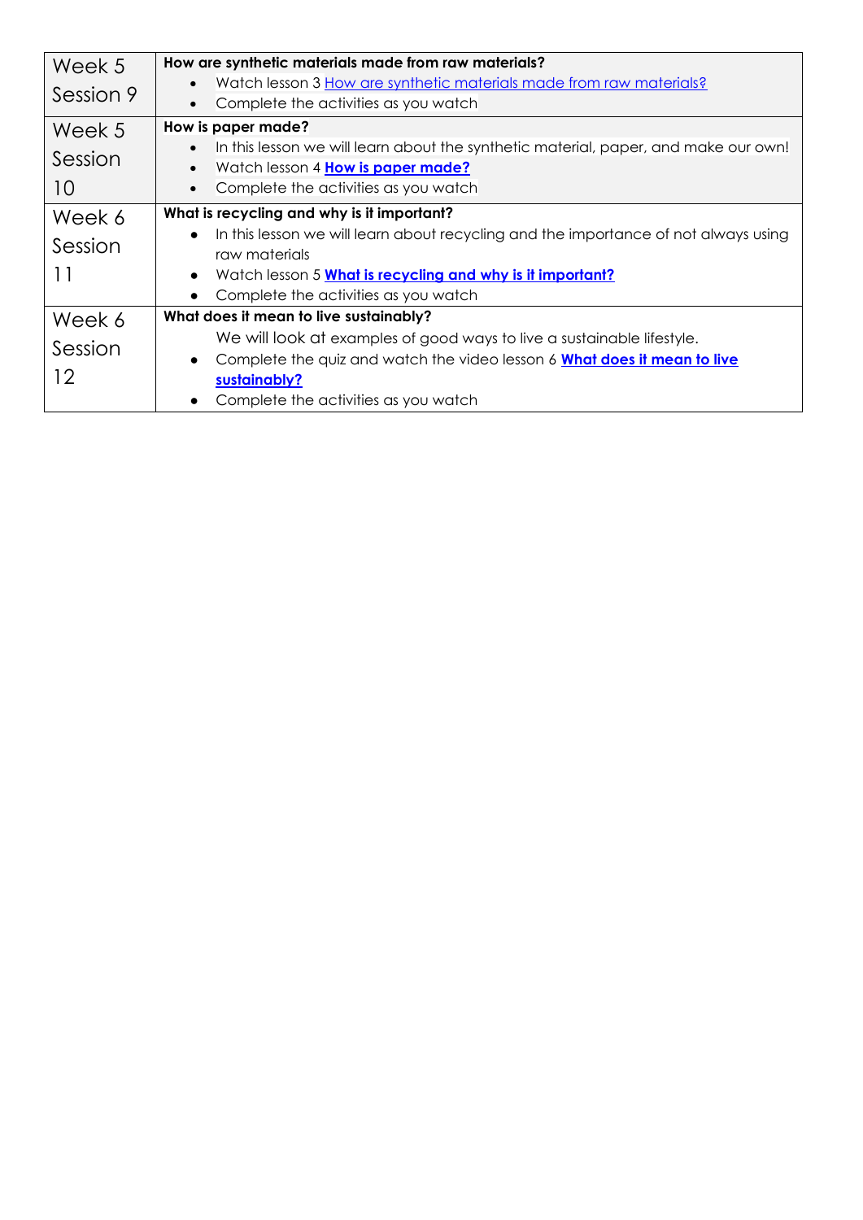| | |
|---|---|
| Week 5 Session 9 | **How are synthetic materials made from raw materials?**<br>• Watch lesson 3 How are synthetic materials made from raw materials?<br>• Complete the activities as you watch |
| Week 5 Session 10 | **How is paper made?**<br>• In this lesson we will learn about the synthetic material, paper, and make our own!<br>• Watch lesson 4 **How is paper made?**<br>• Complete the activities as you watch |
| Week 6 Session 11 | **What is recycling and why is it important?**<br>• In this lesson we will learn about recycling and the importance of not always using raw materials<br>• Watch lesson 5 **What is recycling and why is it important?**<br>• Complete the activities as you watch |
| Week 6 Session 12 | **What does it mean to live sustainably?**<br>We will look at examples of good ways to live a sustainable lifestyle.<br>• Complete the quiz and watch the video lesson 6 **What does it mean to live sustainably?**<br>• Complete the activities as you watch |